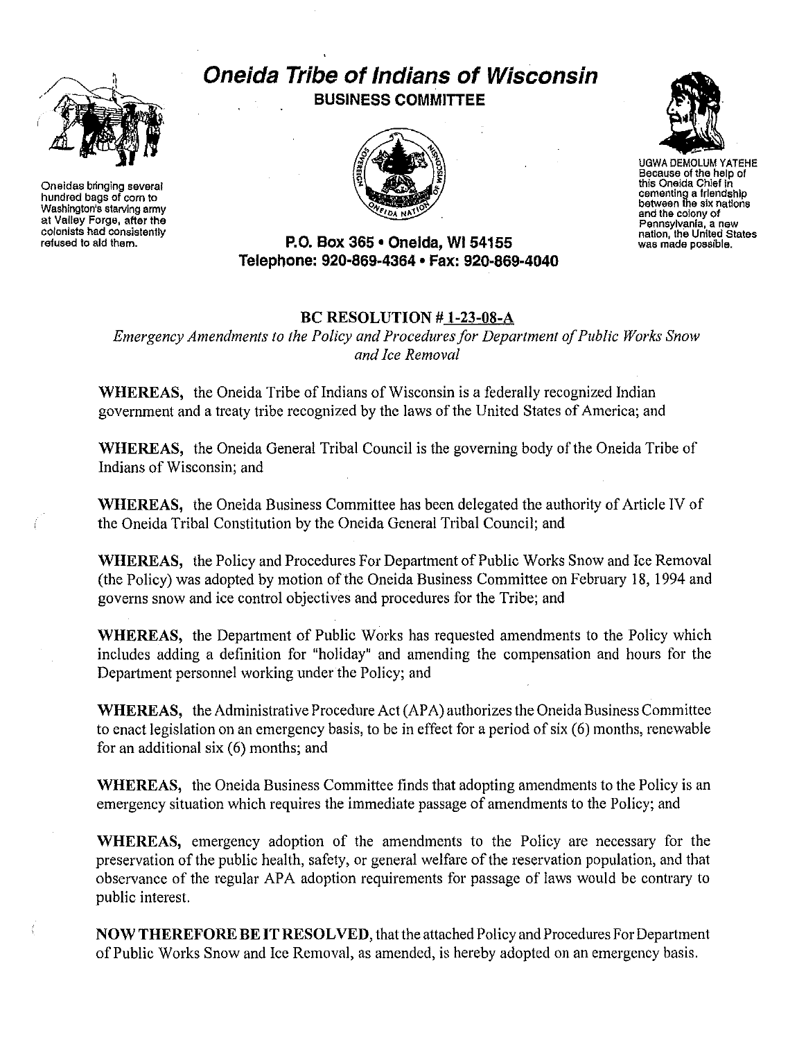# Oneida Tribe of Indians of Wisconsin

**BUSINESS COMMITTEE**

Oneidas bringing several hundred bags of corn to Washington's starving army at Valley Forge, after the colonists had consistently refused to aid them.

UGWA DEMOLUM YATEHE Because of the help of this Oneida Chief in cementing a friendship between the six nations and the colony of Pennsylvania, a new nation, the United States was made possible.

**P.O. Box 365 • Oneida, WI 54155**
**Telephone: 920-869-4364 • Fax: 920-869-4040**

## BC RESOLUTION # 1-23-08-A

*Emergency Amendments to the Policy and Procedures for Department of Public Works Snow and Ice Removal*

**WHEREAS,** the Oneida Tribe of Indians of Wisconsin is a federally recognized Indian government and a treaty tribe recognized by the laws of the United States of America; and

**WHEREAS,** the Oneida General Tribal Council is the governing body of the Oneida Tribe of Indians of Wisconsin; and

**WHEREAS,** the Oneida Business Committee has been delegated the authority of Article IV of the Oneida Tribal Constitution by the Oneida General Tribal Council; and

**WHEREAS,** the Policy and Procedures For Department of Public Works Snow and Ice Removal (the Policy) was adopted by motion of the Oneida Business Committee on February 18, 1994 and governs snow and ice control objectives and procedures for the Tribe; and

**WHEREAS,** the Department of Public Works has requested amendments to the Policy which includes adding a definition for "holiday" and amending the compensation and hours for the Department personnel working under the Policy; and

**WHEREAS,** the Administrative Procedure Act (APA) authorizes the Oneida Business Committee to enact legislation on an emergency basis, to be in effect for a period of six (6) months, renewable for an additional six (6) months; and

**WHEREAS,** the Oneida Business Committee finds that adopting amendments to the Policy is an emergency situation which requires the immediate passage of amendments to the Policy; and

**WHEREAS,** emergency adoption of the amendments to the Policy are necessary for the preservation of the public health, safety, or general welfare of the reservation population, and that observance of the regular APA adoption requirements for passage of laws would be contrary to public interest.

**NOW THEREFORE BE IT RESOLVED,** that the attached Policy and Procedures For Department of Public Works Snow and Ice Removal, as amended, is hereby adopted on an emergency basis.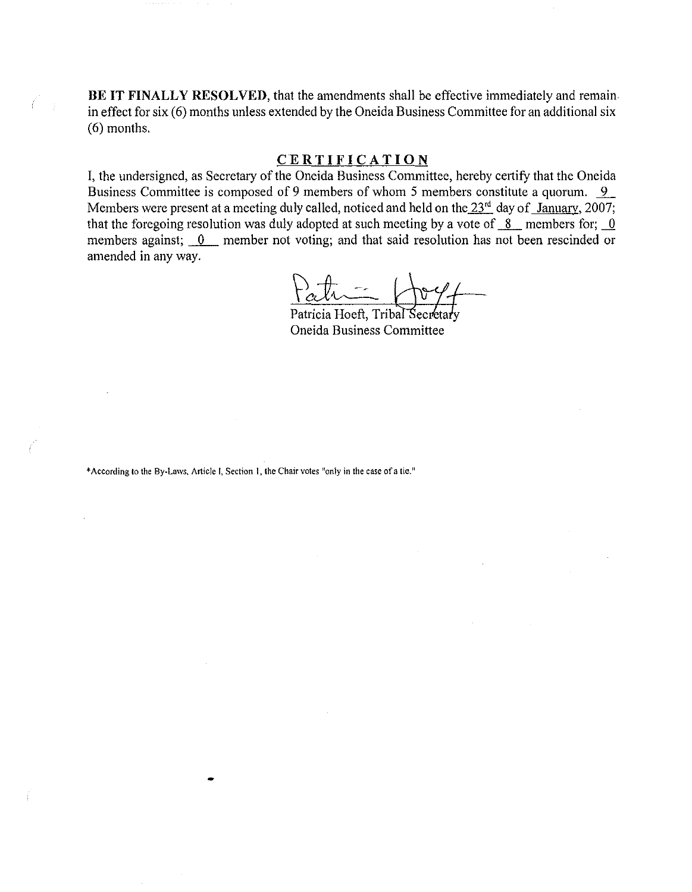**BE IT FINALLY RESOLVED**, that the amendments shall be effective immediately and remain in effect for six (6) months unless extended by the Oneida Business Committee for an additional six (6) months.

## CERTIFICATION

I, the undersigned, as Secretary of the Oneida Business Committee, hereby certify that the Oneida Business Committee is composed of 9 members of whom 5 members constitute a quorum. 9 Members were present at a meeting duly called, noticed and held on the 23rd day of January, 2007; that the foregoing resolution was duly adopted at such meeting by a vote of 8 members for; 0 members against; 0 member not voting; and that said resolution has not been rescinded or amended in any way.

Patricia Hoeft, Tribal Secretary
Oneida Business Committee

*According to the By-Laws, Article I, Section 1, the Chair votes "only in the case of a tie."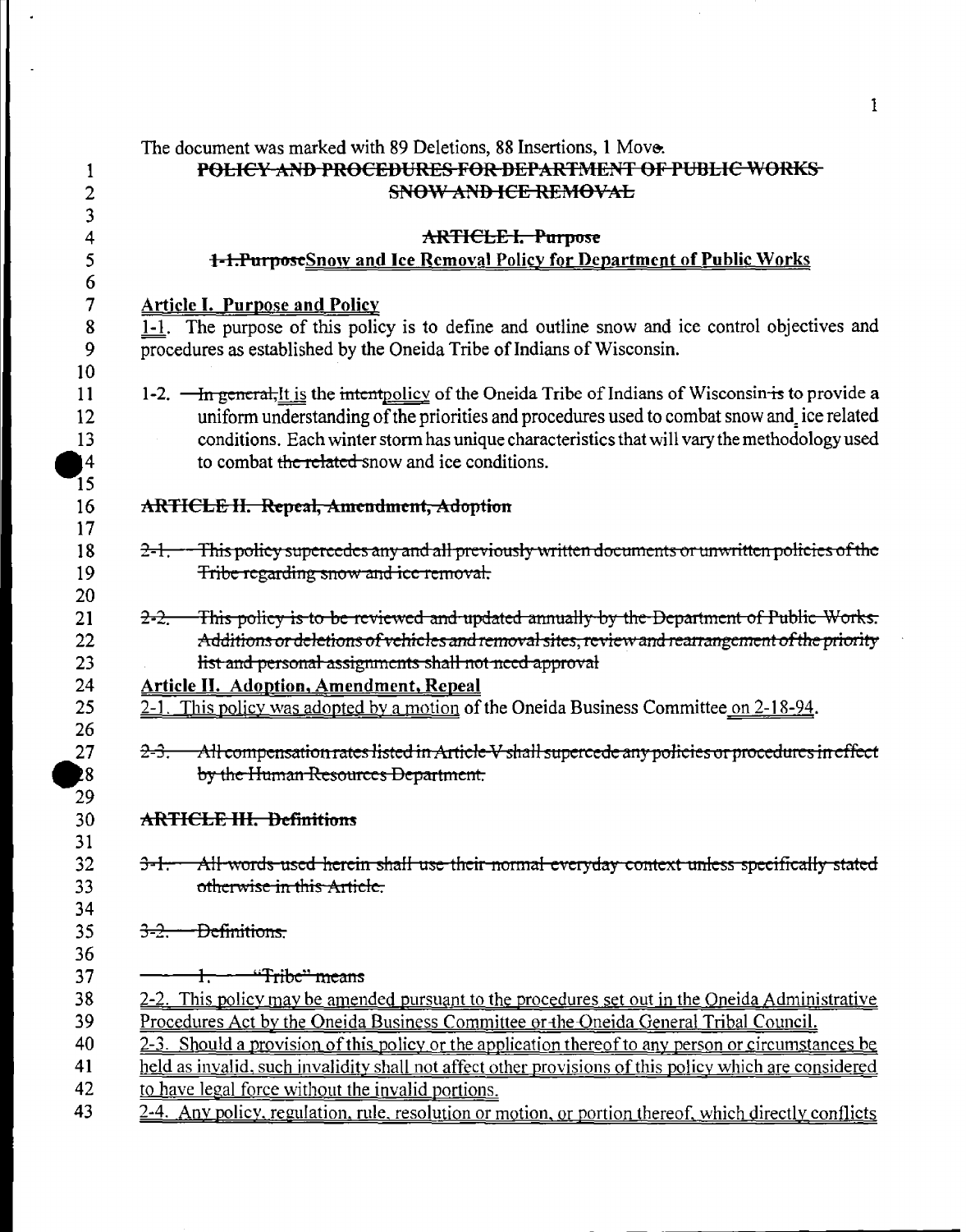The document was marked with 89 Deletions, 88 Insertions, 1 Move.

~~POLICY AND PROCEDURES FOR DEPARTMENT OF PUBLIC WORKS SNOW AND ICE REMOVAL~~

~~ARTICLE I. Purpose~~

~~1-1.Purpose~~Snow and Ice Removal Policy for Department of Public Works

**Article I. Purpose and Policy**

1-1. The purpose of this policy is to define and outline snow and ice control objectives and procedures as established by the Oneida Tribe of Indians of Wisconsin.

1-2. ~~In general,~~It is the ~~intent~~policy of the Oneida Tribe of Indians of Wisconsin ~~is~~ to provide a uniform understanding of the priorities and procedures used to combat snow and ice related conditions. Each winter storm has unique characteristics that will vary the methodology used to combat ~~the related~~ snow and ice conditions.

~~ARTICLE II. Repeal, Amendment, Adoption~~

~~2-1. This policy supercedes any and all previously written documents or unwritten policies of the Tribe regarding snow and ice removal.~~

~~2-2. This policy is to be reviewed and updated annually by the Department of Public Works. Additions or deletions of vehicles and removal sites, review and rearrangement of the priority list and personal assignments shall not need approval~~

**Article II. Adoption, Amendment, Repeal**

2-1. This policy was adopted by a motion of the Oneida Business Committee on 2-18-94.

~~2-3. All compensation rates listed in Article V shall supercede any policies or procedures in effect by the Human Resources Department.~~

~~ARTICLE III. Definitions~~

~~3-1. All words used herein shall use their normal everyday context unless specifically stated otherwise in this Article.~~

~~3-2. Definitions.~~

~~1. "Tribe" means~~

2-2. This policy may be amended pursuant to the procedures set out in the Oneida Administrative Procedures Act by the Oneida Business Committee or ~~the~~ Oneida General Tribal Council.

2-3. Should a provision of this policy or the application thereof to any person or circumstances be held as invalid, such invalidity shall not affect other provisions of this policy which are considered to have legal force without the invalid portions.

2-4. Any policy, regulation, rule, resolution or motion, or portion thereof, which directly conflicts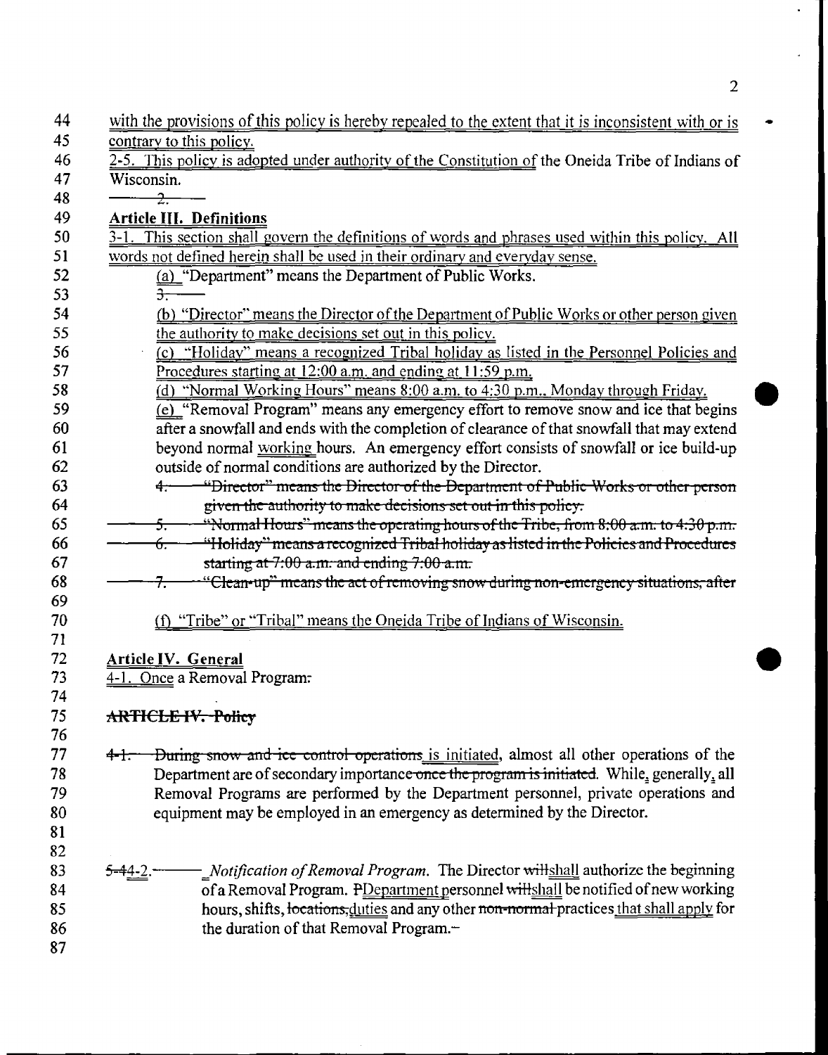with the provisions of this policy is hereby repealed to the extent that it is inconsistent with or is contrary to this policy.

2-5. This policy is adopted under authority of the Constitution of the Oneida Tribe of Indians of Wisconsin.

~~2.~~

**Article III. Definitions**

3-1. This section shall govern the definitions of words and phrases used within this policy. All words not defined herein shall be used in their ordinary and everyday sense.

(a) "Department" means the Department of Public Works.

~~3.~~

(b) "Director" means the Director of the Department of Public Works or other person given the authority to make decisions set out in this policy.

(c) "Holiday" means a recognized Tribal holiday as listed in the Personnel Policies and Procedures starting at 12:00 a.m. and ending at 11:59 p.m.

(d) "Normal Working Hours" means 8:00 a.m. to 4:30 p.m., Monday through Friday.

(e) "Removal Program" means any emergency effort to remove snow and ice that begins after a snowfall and ends with the completion of clearance of that snowfall that may extend beyond normal working hours. An emergency effort consists of snowfall or ice build-up outside of normal conditions are authorized by the Director.

~~4. "Director" means the Director of the Department of Public Works or other person given the authority to make decisions set out in this policy.~~

~~5. "Normal Hours" means the operating hours of the Tribe, from 8:00 a.m. to 4:30 p.m.~~

~~6. "Holiday" means a recognized Tribal holiday as listed in the Policies and Procedures starting at 7:00 a.m. and ending 7:00 a.m.~~

~~7. "Clean-up" means the act of removing snow during non-emergency situations, after~~

(f) "Tribe" or "Tribal" means the Oneida Tribe of Indians of Wisconsin.

**Article IV. General**

4-1. Once a Removal Program:

~~**ARTICLE IV. Policy**~~

~~4-1. During snow and ice control operations~~ is initiated, almost all other operations of the Department are of secondary importance ~~once the program is initiated~~. While, generally, all Removal Programs are performed by the Department personnel, private operations and equipment may be employed in an emergency as determined by the Director.

~~5-4~~4-2. *Notification of Removal Program.* The Director ~~will~~shall authorize the beginning of a Removal Program. ~~P~~Department personnel ~~will~~shall be notified of new working hours, shifts, ~~locations,~~duties and any other ~~non-normal~~ practices that shall apply for the duration of that Removal Program.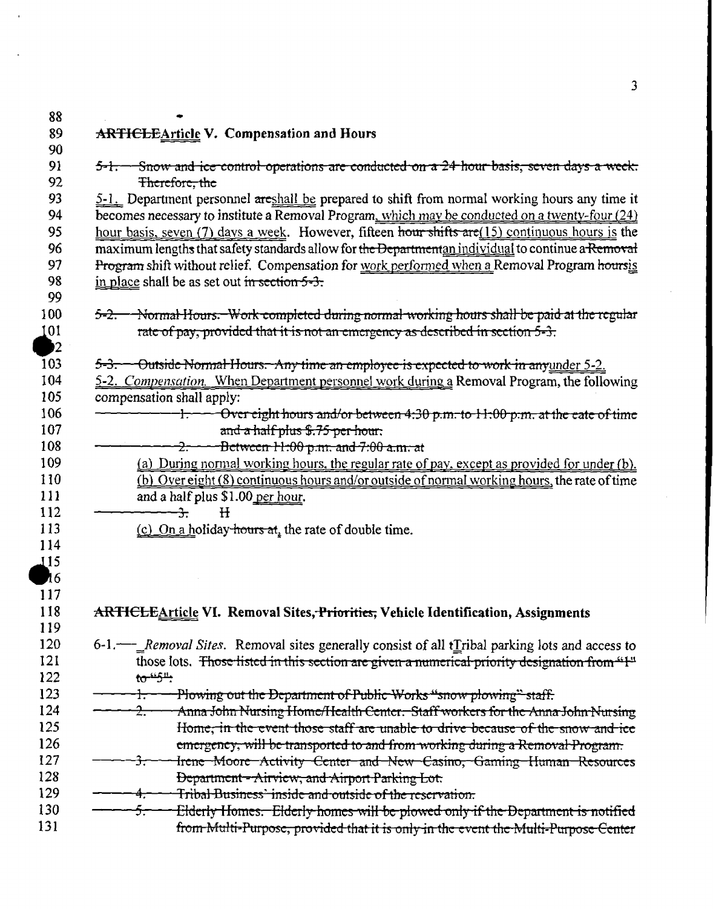## ~~ARTICLE~~<u>Article</u> V. Compensation and Hours

~~5-1. Snow and ice control operations are conducted on a 24 hour basis, seven days a week. Therefore, the~~

<u>5-1.</u> Department personnel ~~are~~<u>shall be</u> prepared to shift from normal working hours any time it becomes necessary to institute a Removal Program<u>, which may be conducted on a twenty-four (24) hour basis, seven (7) days a week</u>. However, fifteen ~~hour shifts are~~<u>(15) continuous hours is</u> the maximum length~~s~~ that safety standards allow for ~~the Department~~<u>an individual</u> to continue a ~~Removal Program~~ shift without relief. Compensation for <u>work performed when a</u> Removal Program ~~hours~~<u>is in place</u> shall be as set out ~~in section 5-3.~~

~~5-2. Normal Hours. Work completed during normal working hours shall be paid at the regular rate of pay, provided that it is not an emergency as described in section 5-3.~~

~~5-3. Outside Normal Hours. Any time an employee is expected to work in any~~<u>under 5-2.</u>

<u>5-2.</u> <u>*Compensation.*</u> <u>When Department personnel work during a</u> Removal Program, the following compensation shall apply:

~~1. Over eight hours and/or between 4:30 p.m. to 11:00 p.m. at the eate of time and a half plus $.75 per hour.~~

~~2. Between 11:00 p.m. and 7:00 a.m. at~~

<u>(a) During normal working hours, the regular rate of pay, except as provided for under (b).</u>

<u>(b) Over eight (8) continuous hours and/or outside of normal working hours,</u> the rate of time and a half plus $1.00 <u>per hour</u>.

~~3. H~~

<u>(c) On a</u> holiday ~~hours at~~<u>,</u> the rate of double time.

## ~~ARTICLE~~<u>Article</u> VI. Removal Sites, ~~Priorities,~~ Vehicle Identification, Assignments

6-1.~~—~~ <u>*Removal Sites.*</u> Removal sites generally consist of all ~~t~~<u>T</u>ribal parking lots and access to those lots. ~~Those listed in this section are given a numerical priority designation from "1" to "5":~~

~~1. Plowing out the Department of Public Works "snow plowing" staff.~~

~~2. Anna John Nursing Home/Health Center. Staff workers for the Anna John Nursing Home, in the event those staff are unable to drive because of the snow and ice emergency, will be transported to and from working during a Removal Program.~~

~~3. Irene Moore Activity Center and New Casino, Gaming Human Resources Department - Airview, and Airport Parking Lot.~~

~~4. Tribal Business' inside and outside of the reservation.~~

~~5. Elderly Homes. Elderly homes will be plowed only if the Department is notified from Multi-Purpose, provided that it is only in the event the Multi-Purpose Center~~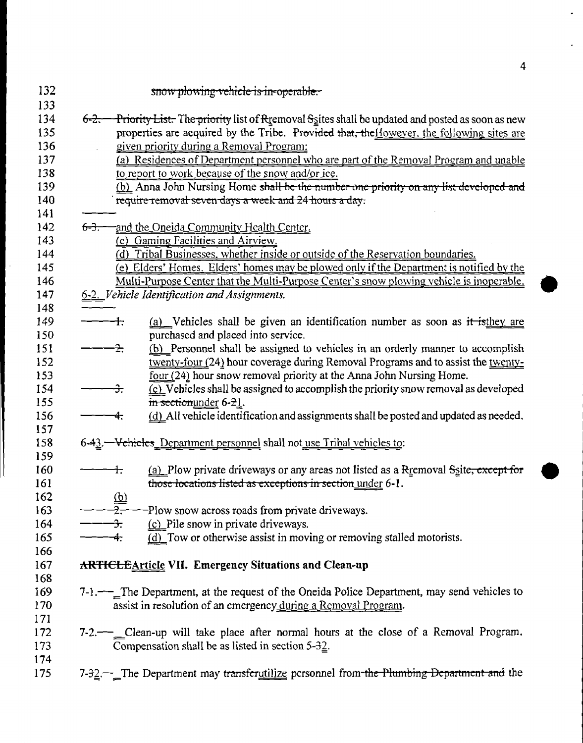132 ~~snow plowing vehicle is in-operable.~~

133

134 ~~6-2. Priority List.~~ The ~~priority~~ list of ~~R~~removal ~~S~~sites shall be updated and posted as soon as new
135 properties are acquired by the Tribe. ~~Provided that, the~~However, the following sites are
136 given priority during a Removal Program:
137 (a) Residences of Department personnel who are part of the Removal Program and unable
138 to report to work because of the snow and/or ice.
139 (b) Anna John Nursing Home ~~shall be the number one priority on any list developed and~~
140 ~~require removal seven days a week and 24 hours a day.~~
141
142 ~~6-3.~~ and the Oneida Community Health Center.
143 (c) Gaming Facilities and Airview.
144 (d) Tribal Businesses, whether inside or outside of the Reservation boundaries.
145 (e) Elders' Homes. Elders' homes may be plowed only if the Department is notified by the
146 Multi-Purpose Center that the Multi-Purpose Center's snow plowing vehicle is inoperable.
147 6-2. *Vehicle Identification and Assignments.*
148
149 ~~1.~~ (a) Vehicles shall be given an identification number as soon as ~~it is~~they are
150 purchased and placed into service.
151 ~~2.~~ (b) Personnel shall be assigned to vehicles in an orderly manner to accomplish
152 twenty-four (24) hour coverage during Removal Programs and to assist the twenty-
153 four (24) hour snow removal priority at the Anna John Nursing Home.
154 ~~3.~~ (c) Vehicles shall be assigned to accomplish the priority snow removal as developed
155 ~~in section~~under 6-~~2~~1.
156 ~~4.~~ (d) All vehicle identification and assignments shall be posted and updated as needed.
157
158 6-~~4~~3. ~~Vehicles~~ Department personnel shall not use Tribal vehicles to:
159
160 ~~1.~~ (a) Plow private driveways or any areas not listed as a ~~R~~removal ~~S~~site~~, except for~~
161 ~~those locations listed as exceptions in section~~ under 6-1.
162 (b)
163 ~~2.~~ Plow snow across roads from private driveways.
164 ~~3.~~ (c) Pile snow in private driveways.
165 ~~4.~~ (d) Tow or otherwise assist in moving or removing stalled motorists.
166

167 **~~ARTICLE~~Article VII. Emergency Situations and Clean-up**

168
169 7-1. The Department, at the request of the Oneida Police Department, may send vehicles to
170 assist in resolution of an emergency during a Removal Program.
171
172 7-2. Clean-up will take place after normal hours at the close of a Removal Program.
173 Compensation shall be as listed in section 5-~~3~~2.
174
175 7-~~3~~2. The Department may ~~transfer~~utilize personnel from ~~the Plumbing Department and~~ the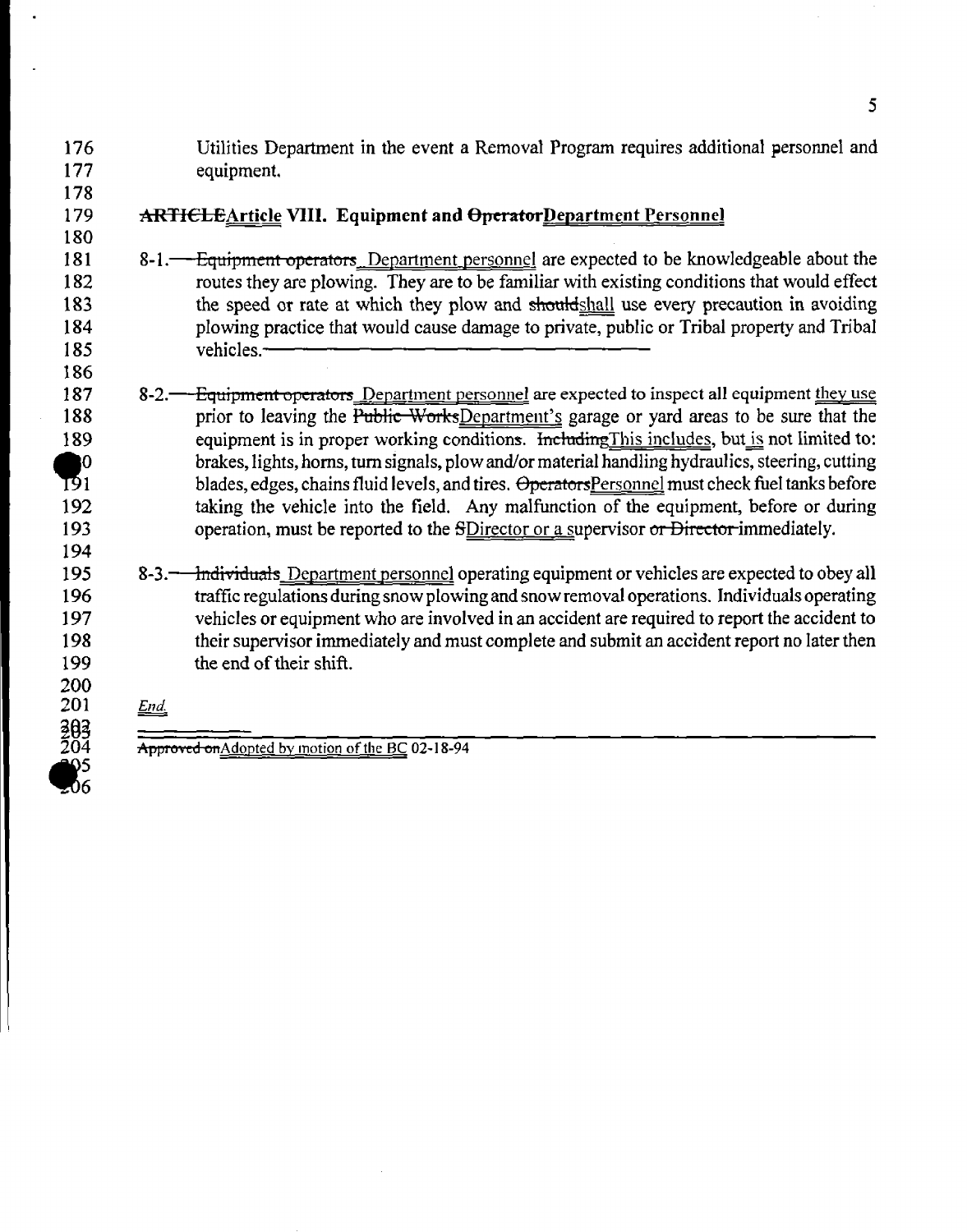Utilities Department in the event a Removal Program requires additional personnel and equipment.

## ~~ARTICLE~~Article VIII. Equipment and ~~Operator~~Department Personnel

8-1. ~~Equipment operators~~ Department personnel are expected to be knowledgeable about the routes they are plowing. They are to be familiar with existing conditions that would effect the speed or rate at which they plow and ~~should~~shall use every precaution in avoiding plowing practice that would cause damage to private, public or Tribal property and Tribal vehicles.

8-2. ~~Equipment operators~~ Department personnel are expected to inspect all equipment they use prior to leaving the ~~Public Works~~Department's garage or yard areas to be sure that the equipment is in proper working conditions. ~~Including~~This includes, but is not limited to: brakes, lights, horns, turn signals, plow and/or material handling hydraulics, steering, cutting blades, edges, chains fluid levels, and tires. ~~Operators~~Personnel must check fuel tanks before taking the vehicle into the field. Any malfunction of the equipment, before or during operation, must be reported to the ~~S~~Director or a supervisor ~~or Director~~ immediately.

8-3. ~~Individuals~~ Department personnel operating equipment or vehicles are expected to obey all traffic regulations during snow plowing and snow removal operations. Individuals operating vehicles or equipment who are involved in an accident are required to report the accident to their supervisor immediately and must complete and submit an accident report no later then the end of their shift.

*End.*

---

~~Approved on~~Adopted by motion of the BC 02-18-94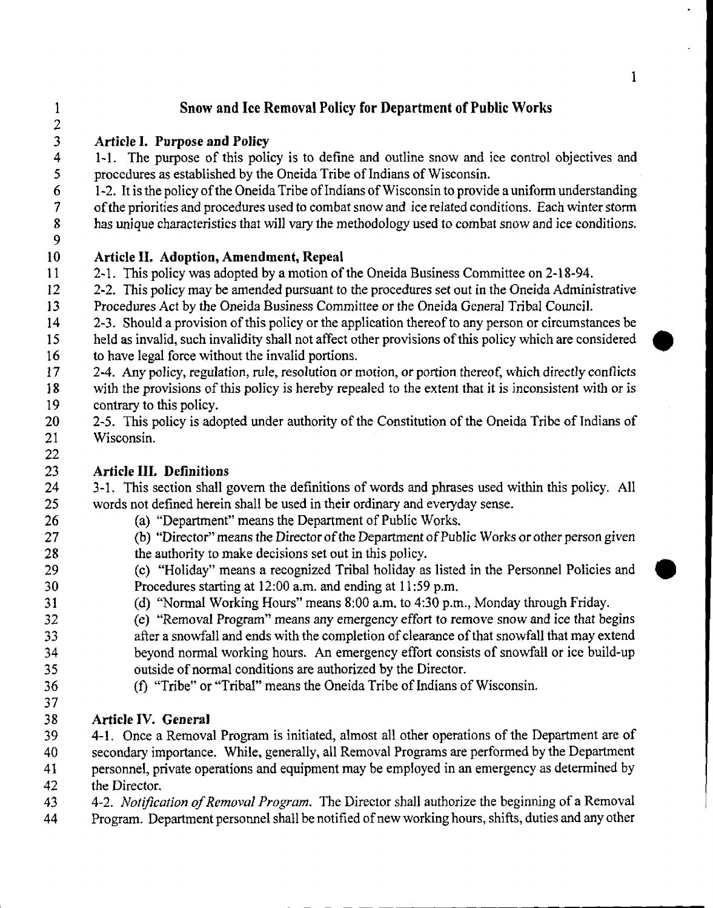# Snow and Ice Removal Policy for Department of Public Works

## Article I. Purpose and Policy

1-1. The purpose of this policy is to define and outline snow and ice control objectives and procedures as established by the Oneida Tribe of Indians of Wisconsin.

1-2. It is the policy of the Oneida Tribe of Indians of Wisconsin to provide a uniform understanding of the priorities and procedures used to combat snow and ice related conditions. Each winter storm has unique characteristics that will vary the methodology used to combat snow and ice conditions.

## Article II. Adoption, Amendment, Repeal

2-1. This policy was adopted by a motion of the Oneida Business Committee on 2-18-94.

2-2. This policy may be amended pursuant to the procedures set out in the Oneida Administrative Procedures Act by the Oneida Business Committee or the Oneida General Tribal Council.

2-3. Should a provision of this policy or the application thereof to any person or circumstances be held as invalid, such invalidity shall not affect other provisions of this policy which are considered to have legal force without the invalid portions.

2-4. Any policy, regulation, rule, resolution or motion, or portion thereof, which directly conflicts with the provisions of this policy is hereby repealed to the extent that it is inconsistent with or is contrary to this policy.

2-5. This policy is adopted under authority of the Constitution of the Oneida Tribe of Indians of Wisconsin.

## Article III. Definitions

3-1. This section shall govern the definitions of words and phrases used within this policy. All words not defined herein shall be used in their ordinary and everyday sense.

(a) "Department" means the Department of Public Works.

(b) "Director" means the Director of the Department of Public Works or other person given the authority to make decisions set out in this policy.

(c) "Holiday" means a recognized Tribal holiday as listed in the Personnel Policies and Procedures starting at 12:00 a.m. and ending at 11:59 p.m.

(d) "Normal Working Hours" means 8:00 a.m. to 4:30 p.m., Monday through Friday.

(e) "Removal Program" means any emergency effort to remove snow and ice that begins after a snowfall and ends with the completion of clearance of that snowfall that may extend beyond normal working hours. An emergency effort consists of snowfall or ice build-up outside of normal conditions are authorized by the Director.

(f) "Tribe" or "Tribal" means the Oneida Tribe of Indians of Wisconsin.

## Article IV. General

4-1. Once a Removal Program is initiated, almost all other operations of the Department are of secondary importance. While, generally, all Removal Programs are performed by the Department personnel, private operations and equipment may be employed in an emergency as determined by the Director.

4-2. *Notification of Removal Program.* The Director shall authorize the beginning of a Removal Program. Department personnel shall be notified of new working hours, shifts, duties and any other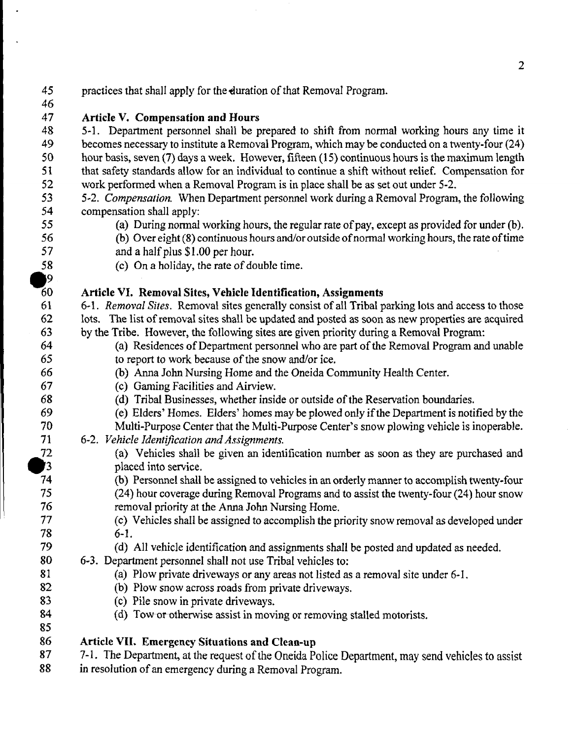practices that shall apply for the duration of that Removal Program.

## Article V. Compensation and Hours

5-1. Department personnel shall be prepared to shift from normal working hours any time it becomes necessary to institute a Removal Program, which may be conducted on a twenty-four (24) hour basis, seven (7) days a week. However, fifteen (15) continuous hours is the maximum length that safety standards allow for an individual to continue a shift without relief. Compensation for work performed when a Removal Program is in place shall be as set out under 5-2.

5-2. *Compensation.* When Department personnel work during a Removal Program, the following compensation shall apply:

- (a) During normal working hours, the regular rate of pay, except as provided for under (b).
- (b) Over eight (8) continuous hours and/or outside of normal working hours, the rate of time and a half plus $1.00 per hour.
- (c) On a holiday, the rate of double time.

## Article VI. Removal Sites, Vehicle Identification, Assignments

6-1. *Removal Sites.* Removal sites generally consist of all Tribal parking lots and access to those lots. The list of removal sites shall be updated and posted as soon as new properties are acquired by the Tribe. However, the following sites are given priority during a Removal Program:

- (a) Residences of Department personnel who are part of the Removal Program and unable to report to work because of the snow and/or ice.
- (b) Anna John Nursing Home and the Oneida Community Health Center.
- (c) Gaming Facilities and Airview.
- (d) Tribal Businesses, whether inside or outside of the Reservation boundaries.
- (e) Elders' Homes. Elders' homes may be plowed only if the Department is notified by the Multi-Purpose Center that the Multi-Purpose Center's snow plowing vehicle is inoperable.

6-2. *Vehicle Identification and Assignments.*

- (a) Vehicles shall be given an identification number as soon as they are purchased and placed into service.
- (b) Personnel shall be assigned to vehicles in an orderly manner to accomplish twenty-four (24) hour coverage during Removal Programs and to assist the twenty-four (24) hour snow removal priority at the Anna John Nursing Home.
- (c) Vehicles shall be assigned to accomplish the priority snow removal as developed under 6-1.
- (d) All vehicle identification and assignments shall be posted and updated as needed.

6-3. Department personnel shall not use Tribal vehicles to:

- (a) Plow private driveways or any areas not listed as a removal site under 6-1.
- (b) Plow snow across roads from private driveways.
- (c) Pile snow in private driveways.
- (d) Tow or otherwise assist in moving or removing stalled motorists.

## Article VII. Emergency Situations and Clean-up

7-1. The Department, at the request of the Oneida Police Department, may send vehicles to assist in resolution of an emergency during a Removal Program.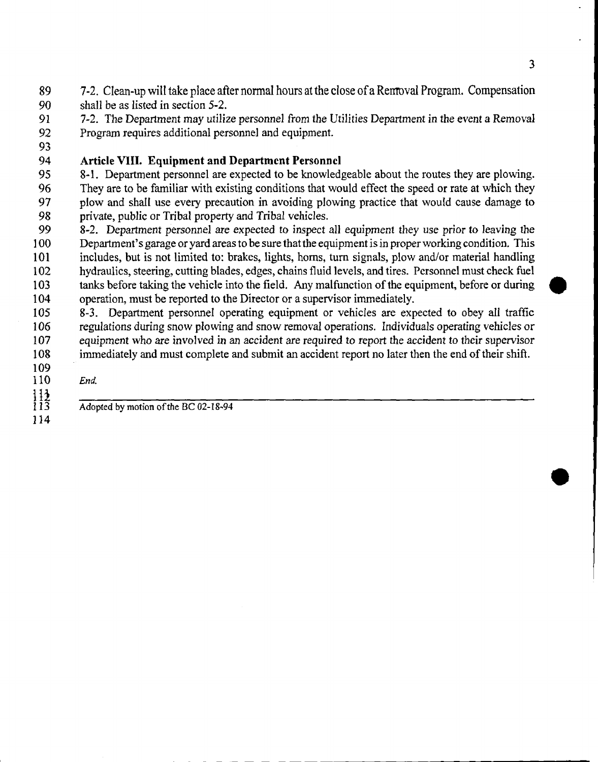7-2. Clean-up will take place after normal hours at the close of a Removal Program. Compensation shall be as listed in section 5-2.

7-2. The Department may utilize personnel from the Utilities Department in the event a Removal Program requires additional personnel and equipment.

## Article VIII. Equipment and Department Personnel

8-1. Department personnel are expected to be knowledgeable about the routes they are plowing. They are to be familiar with existing conditions that would effect the speed or rate at which they plow and shall use every precaution in avoiding plowing practice that would cause damage to private, public or Tribal property and Tribal vehicles.

8-2. Department personnel are expected to inspect all equipment they use prior to leaving the Department's garage or yard areas to be sure that the equipment is in proper working condition. This includes, but is not limited to: brakes, lights, horns, turn signals, plow and/or material handling hydraulics, steering, cutting blades, edges, chains fluid levels, and tires. Personnel must check fuel tanks before taking the vehicle into the field. Any malfunction of the equipment, before or during operation, must be reported to the Director or a supervisor immediately.

8-3. Department personnel operating equipment or vehicles are expected to obey all traffic regulations during snow plowing and snow removal operations. Individuals operating vehicles or equipment who are involved in an accident are required to report the accident to their supervisor immediately and must complete and submit an accident report no later then the end of their shift.

*End.*

---

Adopted by motion of the BC 02-18-94